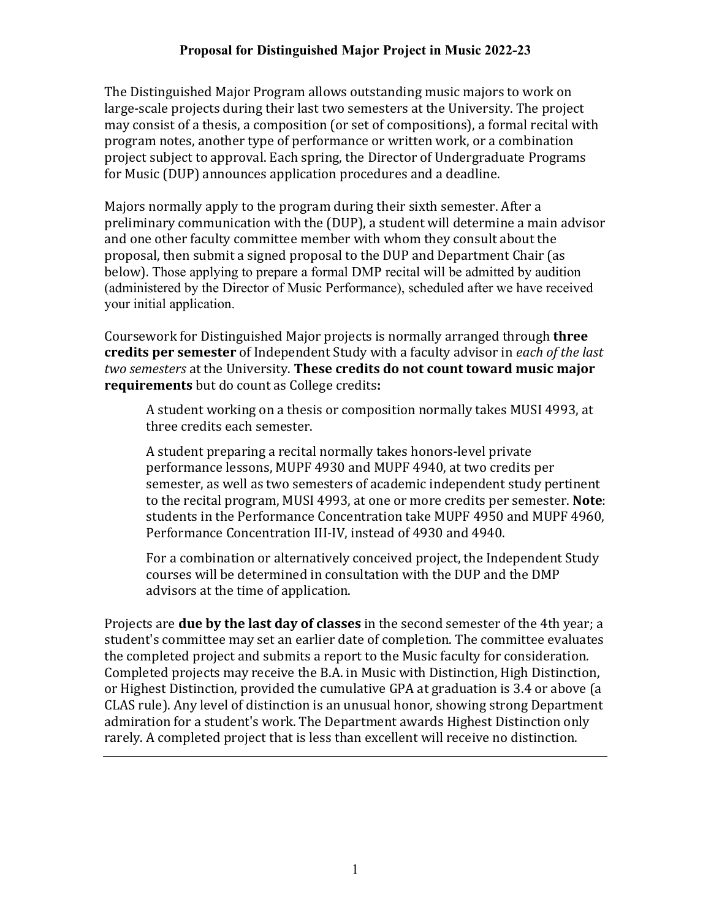# Proposal for Distinguished Major Project in Music 2022-23

The Distinguished Major Program allows outstanding music majors to work on large-scale projects during their last two semesters at the University. The project may consist of a thesis, a composition (or set of compositions), a formal recital with program notes, another type of performance or written work, or a combination project subject to approval. Each spring, the Director of Undergraduate Programs for Music (DUP) announces application procedures and a deadline.

Majors normally apply to the program during their sixth semester. After a preliminary communication with the (DUP), a student will determine a main advisor and one other faculty committee member with whom they consult about the proposal, then submit a signed proposal to the DUP and Department Chair (as below). Those applying to prepare a formal DMP recital will be admitted by audition (administered by the Director of Music Performance), scheduled after we have received your initial application.

Coursework for Distinguished Major projects is normally arranged through **three credits per semester** of Independent Study with a faculty advisor in *each of the last two semesters* at the University. **These credits do not count toward music major requirements** but do count as College credits**:**

> A student working on a thesis or composition normally takes MUSI 4993, at three credits each semester.
>
> A student preparing a recital normally takes honors-level private performance lessons, MUPF 4930 and MUPF 4940, at two credits per semester, as well as two semesters of academic independent study pertinent to the recital program, MUSI 4993, at one or more credits per semester. **Note**: students in the Performance Concentration take MUPF 4950 and MUPF 4960, Performance Concentration III-IV, instead of 4930 and 4940.
>
> For a combination or alternatively conceived project, the Independent Study courses will be determined in consultation with the DUP and the DMP advisors at the time of application.

Projects are **due by the last day of classes** in the second semester of the 4th year; a student's committee may set an earlier date of completion. The committee evaluates the completed project and submits a report to the Music faculty for consideration. Completed projects may receive the B.A. in Music with Distinction, High Distinction, or Highest Distinction, provided the cumulative GPA at graduation is 3.4 or above (a CLAS rule). Any level of distinction is an unusual honor, showing strong Department admiration for a student's work. The Department awards Highest Distinction only rarely. A completed project that is less than excellent will receive no distinction.

---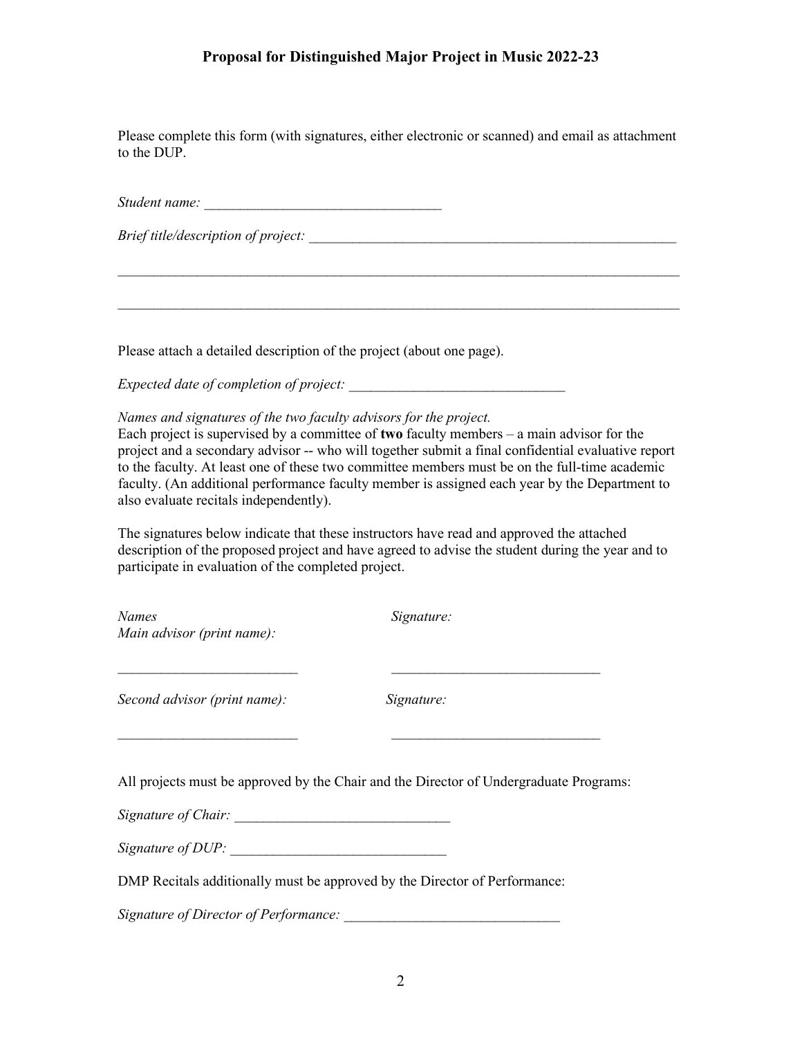# Proposal for Distinguished Major Project in Music 2022-23

Please complete this form (with signatures, either electronic or scanned) and email as attachment to the DUP.

*Student name:* ________________________________

*Brief title/description of project:* ____________________________________________________

______________________________________________________________________________

______________________________________________________________________________

Please attach a detailed description of the project (about one page).

*Expected date of completion of project:* _____________________________

*Names and signatures of the two faculty advisors for the project.*
Each project is supervised by a committee of **two** faculty members – a main advisor for the project and a secondary advisor -- who will together submit a final confidential evaluative report to the faculty. At least one of these two committee members must be on the full-time academic faculty. (An additional performance faculty member is assigned each year by the Department to also evaluate recitals independently).

The signatures below indicate that these instructors have read and approved the attached description of the proposed project and have agreed to advise the student during the year and to participate in evaluation of the completed project.

*Names* *Signature:*
*Main advisor (print name):*

_________________________ _____________________________

*Second advisor (print name):* *Signature:*

_________________________ _____________________________

All projects must be approved by the Chair and the Director of Undergraduate Programs:

*Signature of Chair:* _____________________________

*Signature of DUP:* _____________________________

DMP Recitals additionally must be approved by the Director of Performance:

*Signature of Director of Performance:* _____________________________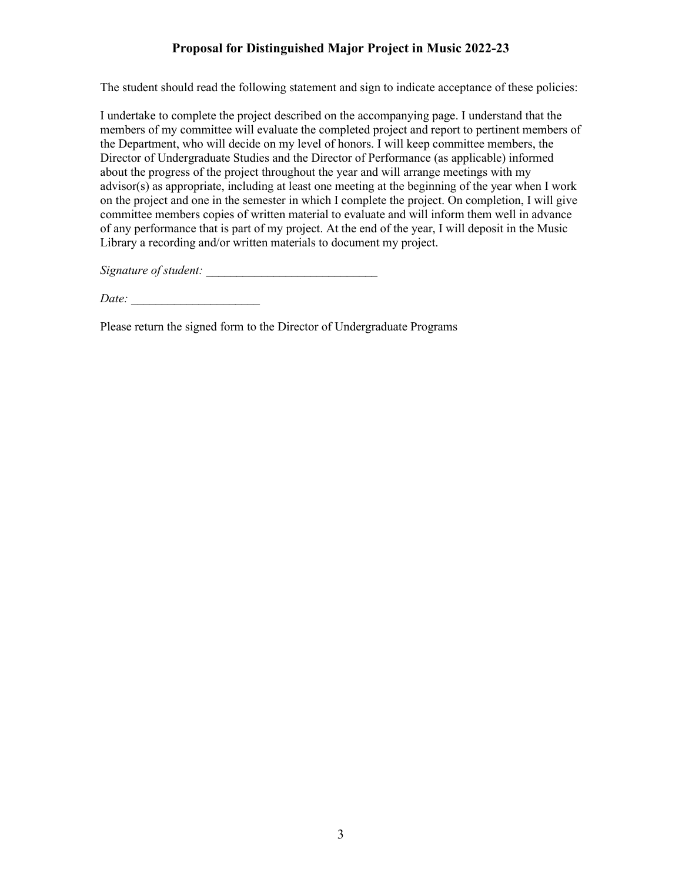## Proposal for Distinguished Major Project in Music 2022-23

The student should read the following statement and sign to indicate acceptance of these policies:

I undertake to complete the project described on the accompanying page. I understand that the members of my committee will evaluate the completed project and report to pertinent members of the Department, who will decide on my level of honors. I will keep committee members, the Director of Undergraduate Studies and the Director of Performance (as applicable) informed about the progress of the project throughout the year and will arrange meetings with my advisor(s) as appropriate, including at least one meeting at the beginning of the year when I work on the project and one in the semester in which I complete the project. On completion, I will give committee members copies of written material to evaluate and will inform them well in advance of any performance that is part of my project. At the end of the year, I will deposit in the Music Library a recording and/or written materials to document my project.

*Signature of student:* ____________________________

*Date:* _____________________

Please return the signed form to the Director of Undergraduate Programs